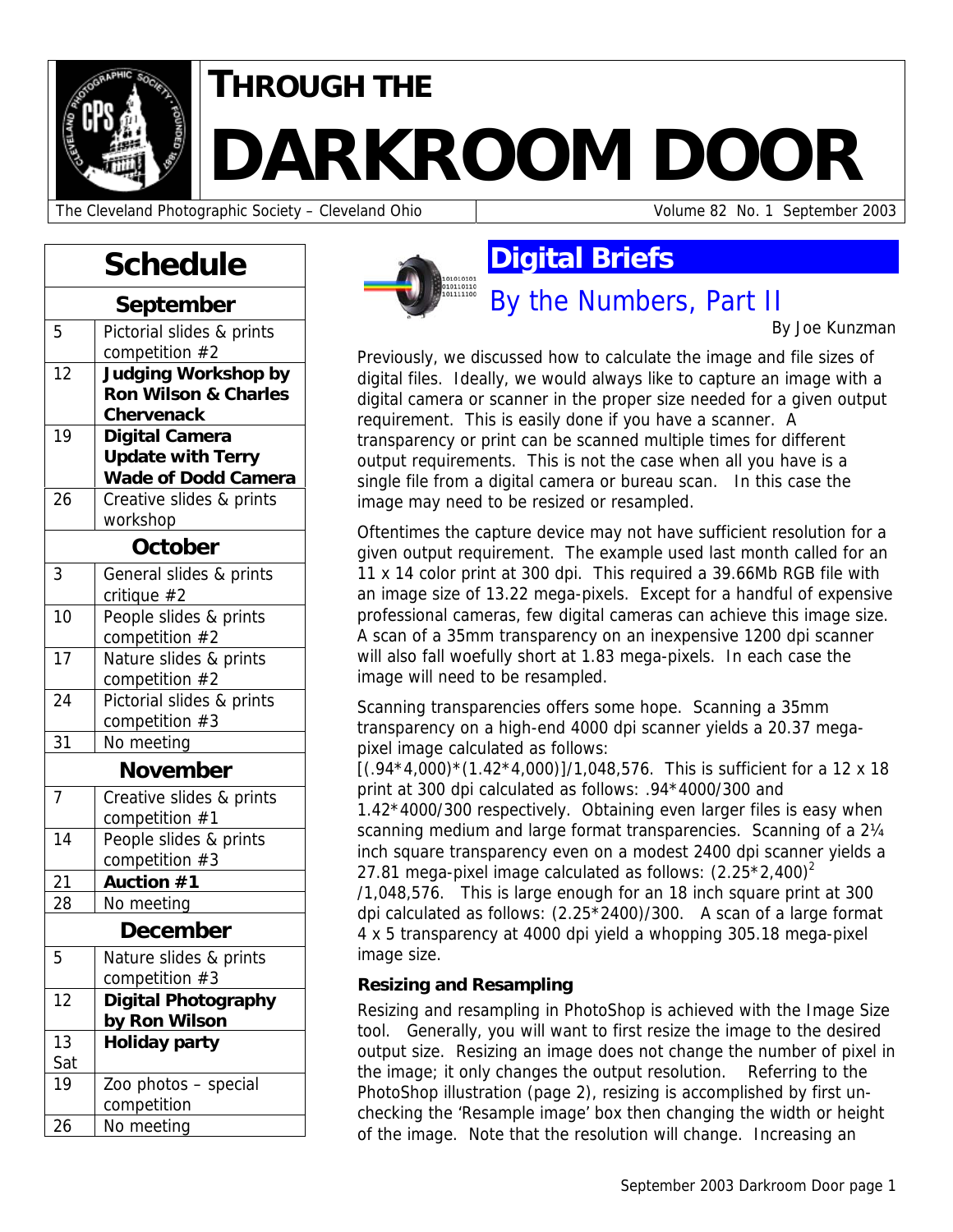# THROUGH THE DARKROOM DOOR

The Cleveland Photographic Society – Cleveland Ohio | Volume 82 No. 1 September 2003

## Schedule

| Date | Event |
|---|---|
| **September** | |
| 5 | Pictorial slides & prints competition #2 |
| 12 | **Judging Workshop by Ron Wilson & Charles Chervenack** |
| 19 | **Digital Camera Update with Terry Wade of Dodd Camera** |
| 26 | Creative slides & prints workshop |
| **October** | |
| 3 | General slides & prints critique #2 |
| 10 | People slides & prints competition #2 |
| 17 | Nature slides & prints competition #2 |
| 24 | Pictorial slides & prints competition #3 |
| 31 | No meeting |
| **November** | |
| 7 | Creative slides & prints competition #1 |
| 14 | People slides & prints competition #3 |
| 21 | **Auction #1** |
| 28 | No meeting |
| **December** | |
| 5 | Nature slides & prints competition #3 |
| 12 | **Digital Photography by Ron Wilson** |
| 13 Sat | **Holiday party** |
| 19 | Zoo photos – special competition |
| 26 | No meeting |

## Digital Briefs

### By the Numbers, Part II

By Joe Kunzman

Previously, we discussed how to calculate the image and file sizes of digital files. Ideally, we would always like to capture an image with a digital camera or scanner in the proper size needed for a given output requirement. This is easily done if you have a scanner. A transparency or print can be scanned multiple times for different output requirements. This is not the case when all you have is a single file from a digital camera or bureau scan. In this case the image may need to be resized or resampled.

Oftentimes the capture device may not have sufficient resolution for a given output requirement. The example used last month called for an 11 x 14 color print at 300 dpi. This required a 39.66Mb RGB file with an image size of 13.22 mega-pixels. Except for a handful of expensive professional cameras, few digital cameras can achieve this image size. A scan of a 35mm transparency on an inexpensive 1200 dpi scanner will also fall woefully short at 1.83 mega-pixels. In each case the image will need to be resampled.

Scanning transparencies offers some hope. Scanning a 35mm transparency on a high-end 4000 dpi scanner yields a 20.37 mega-pixel image calculated as follows: $[(.94*4,000)*(1.42*4,000)]/1,048,576$. This is sufficient for a 12 x 18 print at 300 dpi calculated as follows: $.94*4000/300$ and $1.42*4000/300$ respectively. Obtaining even larger files is easy when scanning medium and large format transparencies. Scanning of a 2¼ inch square transparency even on a modest 2400 dpi scanner yields a 27.81 mega-pixel image calculated as follows: $(2.25*2,400)^2/1,048,576$. This is large enough for an 18 inch square print at 300 dpi calculated as follows: $(2.25*2400)/300$. A scan of a large format 4 x 5 transparency at 4000 dpi yield a whopping 305.18 mega-pixel image size.

#### Resizing and Resampling

Resizing and resampling in PhotoShop is achieved with the Image Size tool. Generally, you will want to first resize the image to the desired output size. Resizing an image does not change the number of pixel in the image; it only changes the output resolution. Referring to the PhotoShop illustration (page 2), resizing is accomplished by first un-checking the 'Resample image' box then changing the width or height of the image. Note that the resolution will change. Increasing an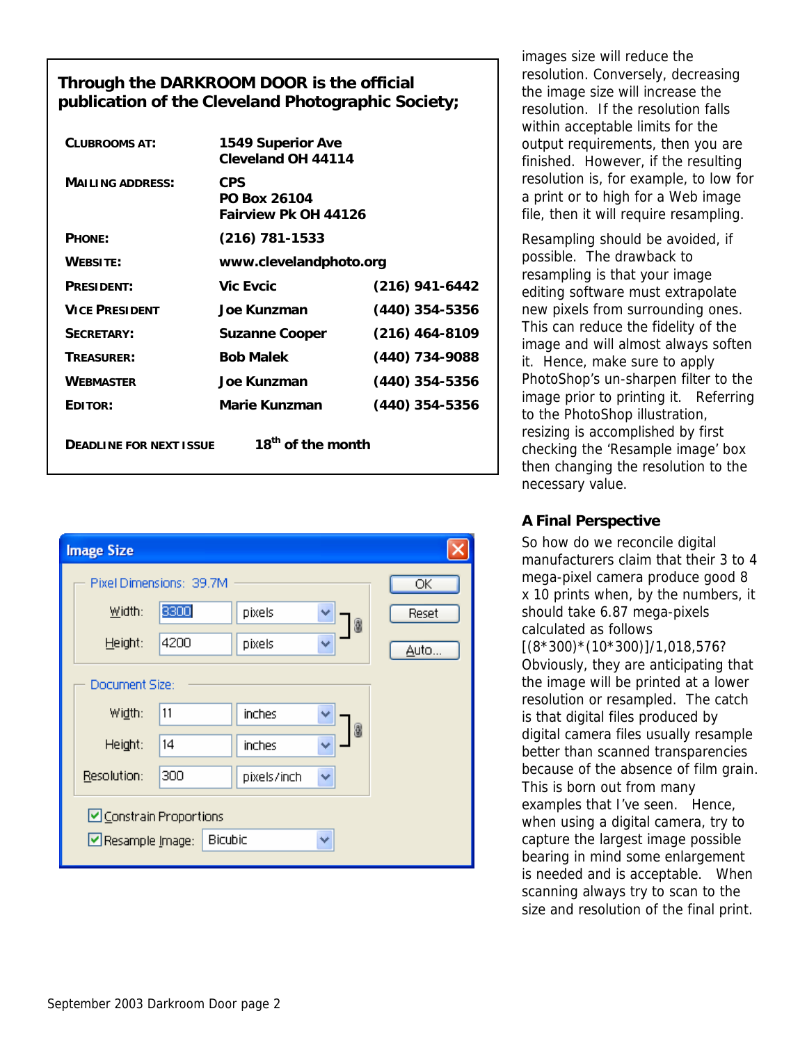**Through the DARKROOM DOOR is the official publication of the Cleveland Photographic Society;**

| | | |
|---|---|---|
| **CLUBROOMS AT:** | **1549 Superior Ave Cleveland OH 44114** | |
| **MAILING ADDRESS:** | **CPS PO Box 26104 Fairview Pk OH 44126** | |
| **PHONE:** | **(216) 781-1533** | |
| **WEBSITE:** | **www.clevelandphoto.org** | |
| **PRESIDENT:** | **Vic Evcic** | **(216) 941-6442** |
| **VICE PRESIDENT** | **Joe Kunzman** | **(440) 354-5356** |
| **SECRETARY:** | **Suzanne Cooper** | **(216) 464-8109** |
| **TREASURER:** | **Bob Malek** | **(440) 734-9088** |
| **WEBMASTER** | **Joe Kunzman** | **(440) 354-5356** |
| **EDITOR:** | **Marie Kunzman** | **(440) 354-5356** |

**DEADLINE FOR NEXT ISSUE** **18th of the month**

images size will reduce the resolution. Conversely, decreasing the image size will increase the resolution. If the resolution falls within acceptable limits for the output requirements, then you are finished. However, if the resulting resolution is, for example, to low for a print or to high for a Web image file, then it will require resampling.

Resampling should be avoided, if possible. The drawback to resampling is that your image editing software must extrapolate new pixels from surrounding ones. This can reduce the fidelity of the image and will almost always soften it. Hence, make sure to apply PhotoShop's un-sharpen filter to the image prior to printing it. Referring to the PhotoShop illustration, resizing is accomplished by first checking the 'Resample image' box then changing the resolution to the necessary value.

### A Final Perspective

So how do we reconcile digital manufacturers claim that their 3 to 4 mega-pixel camera produce good 8 x 10 prints when, by the numbers, it should take 6.87 mega-pixels calculated as follows [(8*300)*(10*300)]/1,018,576? Obviously, they are anticipating that the image will be printed at a lower resolution or resampled. The catch is that digital files produced by digital camera files usually resample better than scanned transparencies because of the absence of film grain. This is born out from many examples that I've seen. Hence, when using a digital camera, try to capture the largest image possible bearing in mind some enlargement is needed and is acceptable. When scanning always try to scan to the size and resolution of the final print.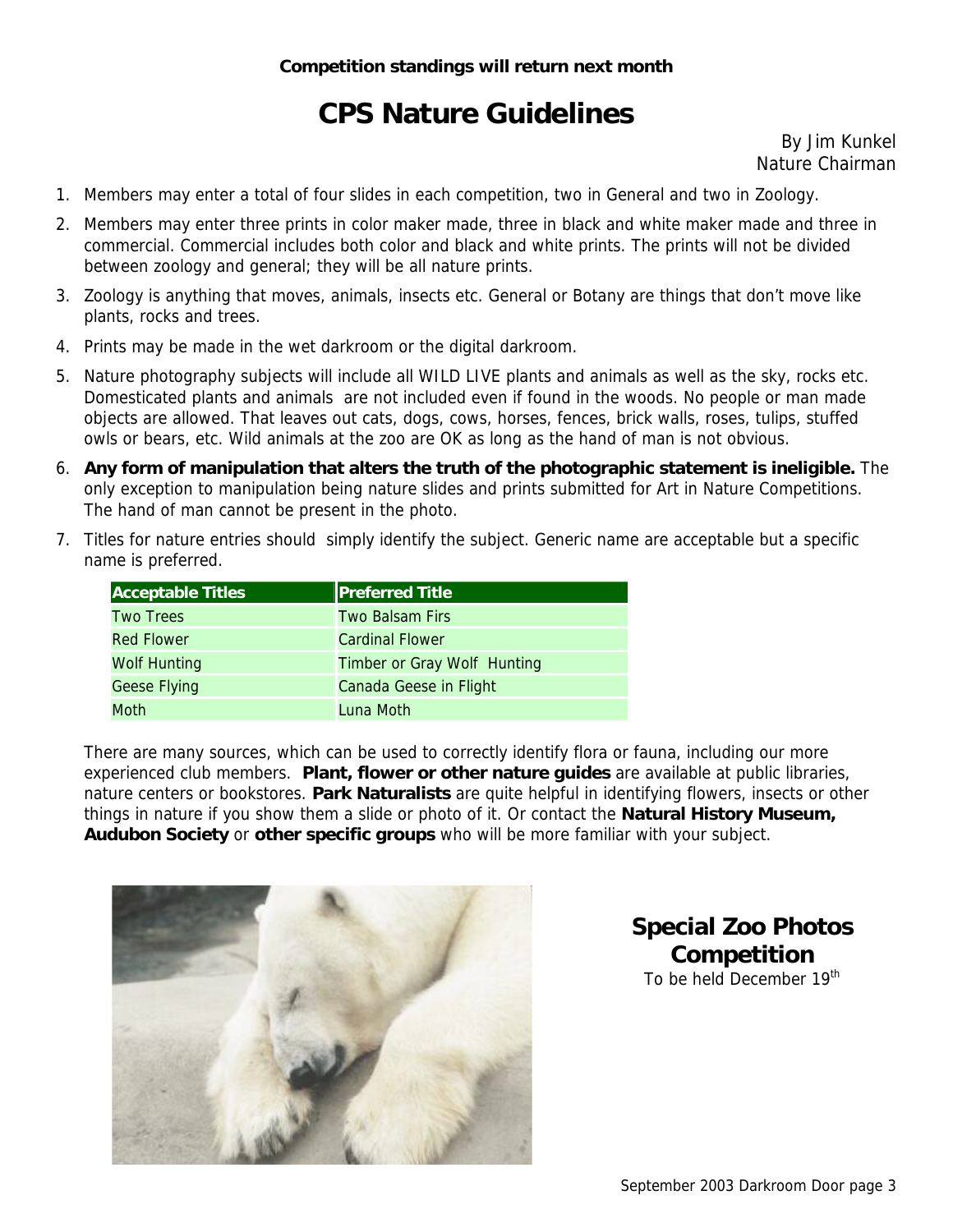**Competition standings will return next month**

# CPS Nature Guidelines

By Jim Kunkel
Nature Chairman

1. Members may enter a total of four slides in each competition, two in General and two in Zoology.
2. Members may enter three prints in color maker made, three in black and white maker made and three in commercial. Commercial includes both color and black and white prints. The prints will not be divided between zoology and general; they will be all nature prints.
3. Zoology is anything that moves, animals, insects etc. General or Botany are things that don't move like plants, rocks and trees.
4. Prints may be made in the wet darkroom or the digital darkroom.
5. Nature photography subjects will include all WILD LIVE plants and animals as well as the sky, rocks etc. Domesticated plants and animals are not included even if found in the woods. No people or man made objects are allowed. That leaves out cats, dogs, cows, horses, fences, brick walls, roses, tulips, stuffed owls or bears, etc. Wild animals at the zoo are OK as long as the hand of man is not obvious.
6. **Any form of manipulation that alters the truth of the photographic statement is ineligible.** The only exception to manipulation being nature slides and prints submitted for Art in Nature Competitions. The hand of man cannot be present in the photo.
7. Titles for nature entries should simply identify the subject. Generic name are acceptable but a specific name is preferred.

| Acceptable Titles | Preferred Title |
| --- | --- |
| Two Trees | Two Balsam Firs |
| Red Flower | Cardinal Flower |
| Wolf Hunting | Timber or Gray Wolf Hunting |
| Geese Flying | Canada Geese in Flight |
| Moth | Luna Moth |

There are many sources, which can be used to correctly identify flora or fauna, including our more experienced club members. **Plant, flower or other nature guides** are available at public libraries, nature centers or bookstores. **Park Naturalists** are quite helpful in identifying flowers, insects or other things in nature if you show them a slide or photo of it. Or contact the **Natural History Museum, Audubon Society** or **other specific groups** who will be more familiar with your subject.

## Special Zoo Photos Competition

To be held December 19th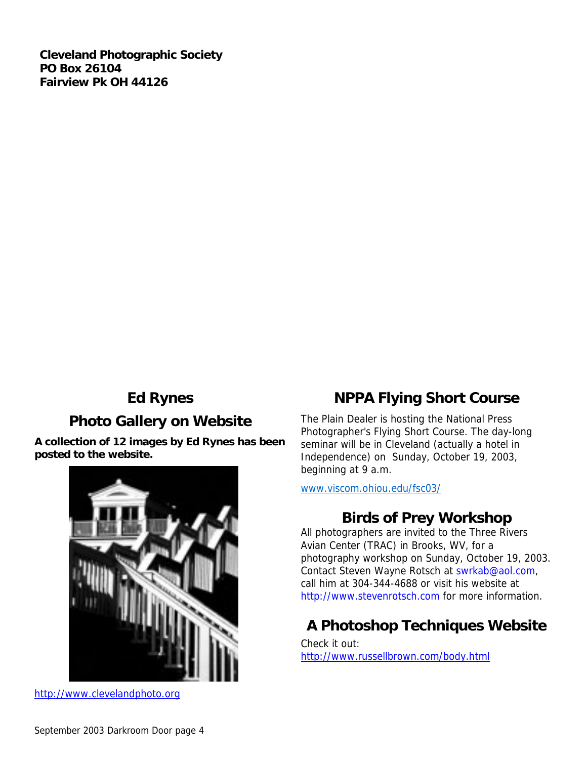**Cleveland Photographic Society**
**PO Box 26104**
**Fairview Pk OH 44126**

## Ed Rynes

## Photo Gallery on Website

**A collection of 12 images by Ed Rynes has been posted to the website.**

http://www.clevelandphoto.org

## NPPA Flying Short Course

The Plain Dealer is hosting the National Press Photographer's Flying Short Course. The day-long seminar will be in Cleveland (actually a hotel in Independence) on Sunday, October 19, 2003, beginning at 9 a.m.

www.viscom.ohiou.edu/fsc03/

## Birds of Prey Workshop

All photographers are invited to the Three Rivers Avian Center (TRAC) in Brooks, WV, for a photography workshop on Sunday, October 19, 2003. Contact Steven Wayne Rotsch at swrkab@aol.com, call him at 304-344-4688 or visit his website at http://www.stevenrotsch.com for more information.

## A Photoshop Techniques Website

Check it out:
http://www.russellbrown.com/body.html